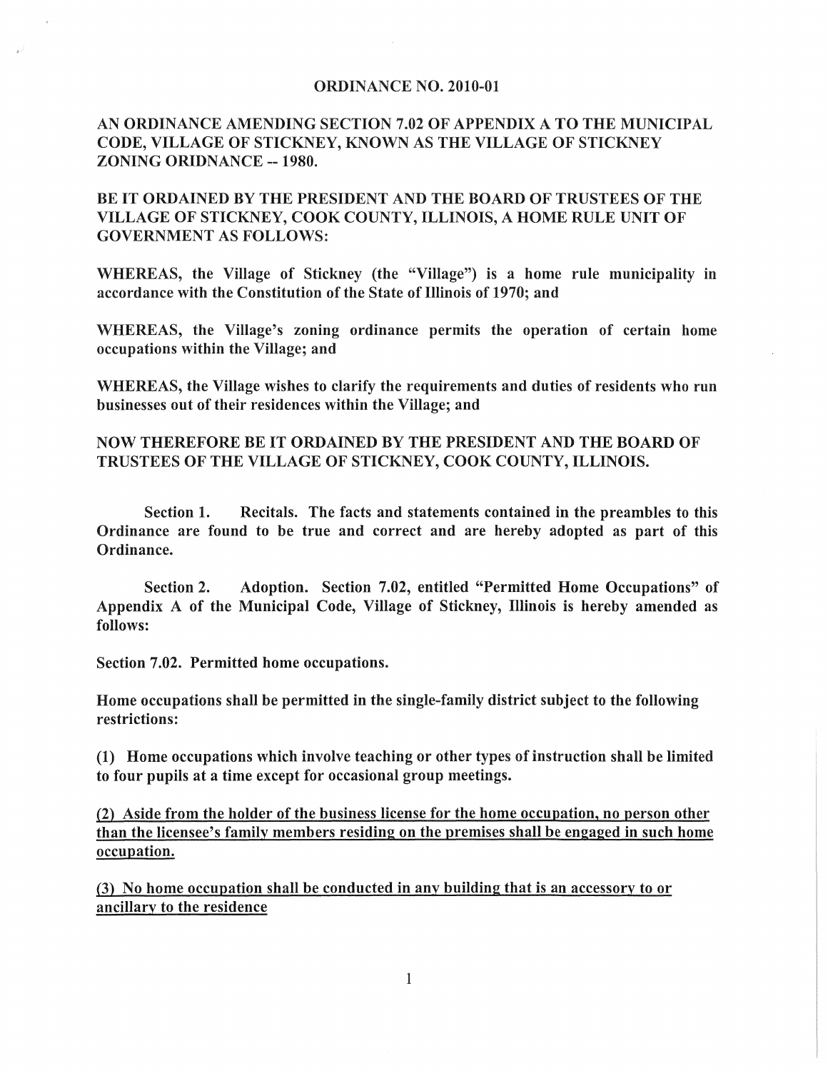**ORDINANCE NO. 2010-01**

**AN ORDINANCE AMENDING SECTION 7.02 OF APPENDIX A TO THE MUNICIPAL CODE, VILLAGE OF STICKNEY, KNOWN AS THE VILLAGE OF STICKNEY ZONING ORIDNANCE -- 1980.**

**BE IT ORDAINED BY THE PRESIDENT AND THE BOARD OF TRUSTEES OF THE VILLAGE OF STICKNEY, COOK COUNTY, ILLINOIS, A HOME RULE UNIT OF GOVERNMENT AS FOLLOWS:**

**WHEREAS, the Village of Stickney (the "Village") is a home rule municipality in accordance with the Constitution of the State of Illinois of 1970; and**

**WHEREAS, the Village's zoning ordinance permits the operation of certain home occupations within the Village; and**

**WHEREAS, the Village wishes to clarify the requirements and duties of residents who run businesses out of their residences within the Village; and**

**NOW THEREFORE BE IT ORDAINED BY THE PRESIDENT AND THE BOARD OF TRUSTEES OF THE VILLAGE OF STICKNEY, COOK COUNTY, ILLINOIS.**

**Section 1. Recitals. The facts and statements contained in the preambles to this Ordinance are found to be true and correct and are hereby adopted as part of this Ordinance.**

**Section 2. Adoption. Section 7.02, entitled "Permitted Home Occupations" of Appendix A of the Municipal Code, Village of Stickney, Illinois is hereby amended as follows:**

**Section 7.02. Permitted home occupations.**

**Home occupations shall be permitted in the single-family district subject to the following restrictions:**

**(1) Home occupations which involve teaching or other types of instruction shall be limited to four pupils at a time except for occasional group meetings.**

**<u>(2) Aside from the holder of the business license for the home occupation, no person other than the licensee's family members residing on the premises shall be engaged in such home occupation.</u>**

**<u>(3) No home occupation shall be conducted in any building that is an accessory to or ancillary to the residence</u>**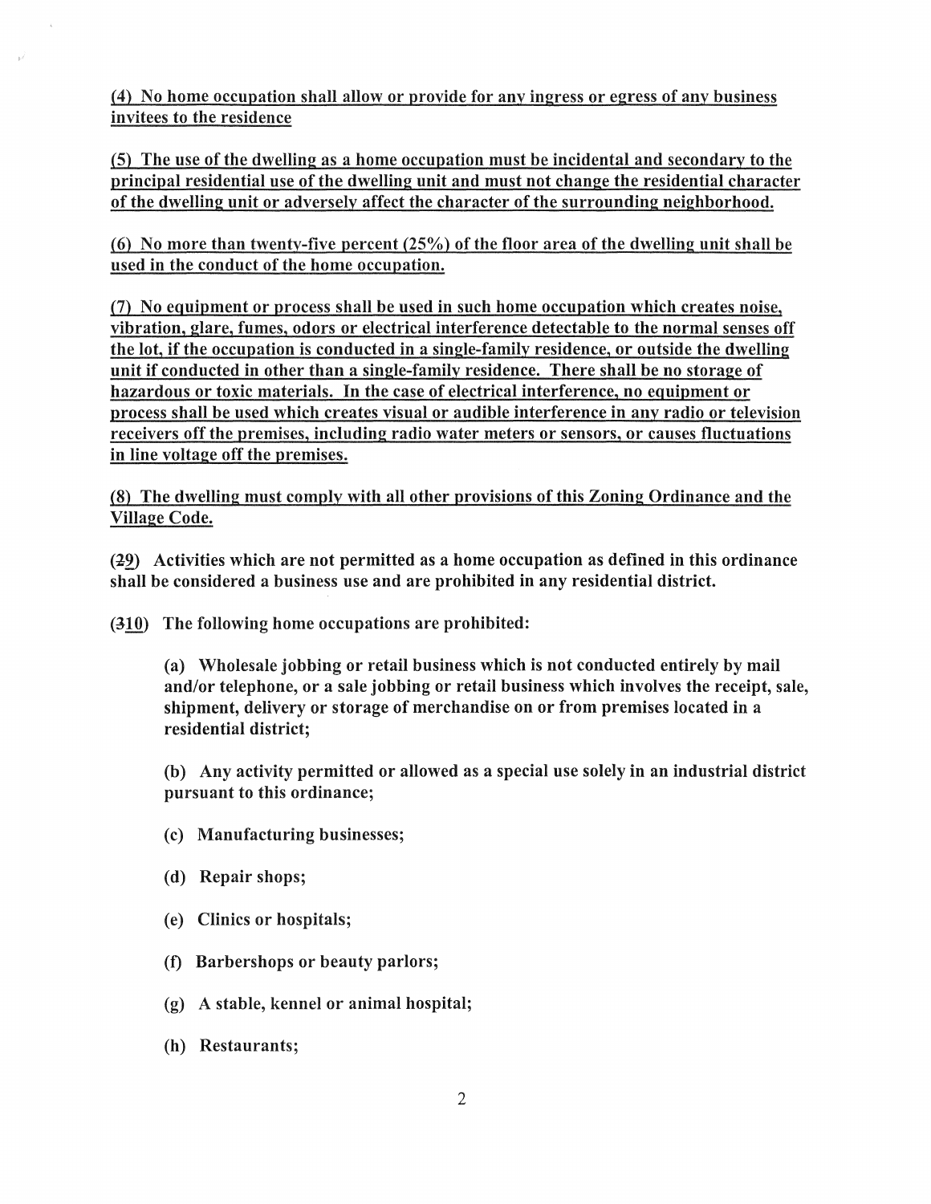(4) No home occupation shall allow or provide for any ingress or egress of any business invitees to the residence

(5) The use of the dwelling as a home occupation must be incidental and secondary to the principal residential use of the dwelling unit and must not change the residential character of the dwelling unit or adversely affect the character of the surrounding neighborhood.

(6) No more than twenty-five percent (25%) of the floor area of the dwelling unit shall be used in the conduct of the home occupation.

(7) No equipment or process shall be used in such home occupation which creates noise, vibration, glare, fumes, odors or electrical interference detectable to the normal senses off the lot, if the occupation is conducted in a single-family residence, or outside the dwelling unit if conducted in other than a single-family residence. There shall be no storage of hazardous or toxic materials. In the case of electrical interference, no equipment or process shall be used which creates visual or audible interference in any radio or television receivers off the premises, including radio water meters or sensors, or causes fluctuations in line voltage off the premises.

(8) The dwelling must comply with all other provisions of this Zoning Ordinance and the Village Code.

**(~~2~~9) Activities which are not permitted as a home occupation as defined in this ordinance shall be considered a business use and are prohibited in any residential district.**

**(~~3~~10) The following home occupations are prohibited:**

> **(a) Wholesale jobbing or retail business which is not conducted entirely by mail and/or telephone, or a sale jobbing or retail business which involves the receipt, sale, shipment, delivery or storage of merchandise on or from premises located in a residential district;**
>
> **(b) Any activity permitted or allowed as a special use solely in an industrial district pursuant to this ordinance;**
>
> **(c) Manufacturing businesses;**
>
> **(d) Repair shops;**
>
> **(e) Clinics or hospitals;**
>
> **(f) Barbershops or beauty parlors;**
>
> **(g) A stable, kennel or animal hospital;**
>
> **(h) Restaurants;**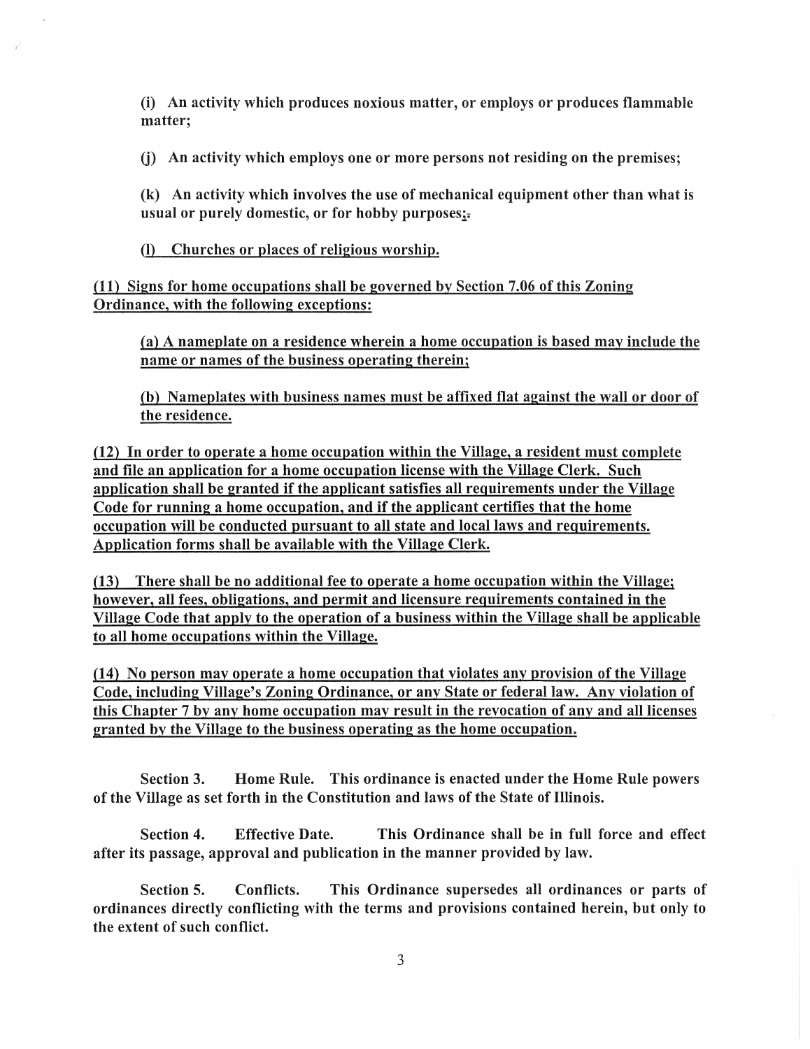(i) An activity which produces noxious matter, or employs or produces flammable matter;

(j) An activity which employs one or more persons not residing on the premises;

(k) An activity which involves the use of mechanical equipment other than what is usual or purely domestic, or for hobby purposes;.

<u>(l) Churches or places of religious worship.</u>

<u>(11) Signs for home occupations shall be governed by Section 7.06 of this Zoning Ordinance, with the following exceptions:</u>

<u>(a) A nameplate on a residence wherein a home occupation is based may include the name or names of the business operating therein;</u>

<u>(b) Nameplates with business names must be affixed flat against the wall or door of the residence.</u>

<u>(12) In order to operate a home occupation within the Village, a resident must complete and file an application for a home occupation license with the Village Clerk. Such application shall be granted if the applicant satisfies all requirements under the Village Code for running a home occupation, and if the applicant certifies that the home occupation will be conducted pursuant to all state and local laws and requirements. Application forms shall be available with the Village Clerk.</u>

<u>(13) There shall be no additional fee to operate a home occupation within the Village; however, all fees, obligations, and permit and licensure requirements contained in the Village Code that apply to the operation of a business within the Village shall be applicable to all home occupations within the Village.</u>

<u>(14) No person may operate a home occupation that violates any provision of the Village Code, including Village's Zoning Ordinance, or any State or federal law. Any violation of this Chapter 7 by any home occupation may result in the revocation of any and all licenses granted by the Village to the business operating as the home occupation.</u>

**Section 3. Home Rule.** This ordinance is enacted under the Home Rule powers of the Village as set forth in the Constitution and laws of the State of Illinois.

**Section 4. Effective Date.** This Ordinance shall be in full force and effect after its passage, approval and publication in the manner provided by law.

**Section 5. Conflicts.** This Ordinance supersedes all ordinances or parts of ordinances directly conflicting with the terms and provisions contained herein, but only to the extent of such conflict.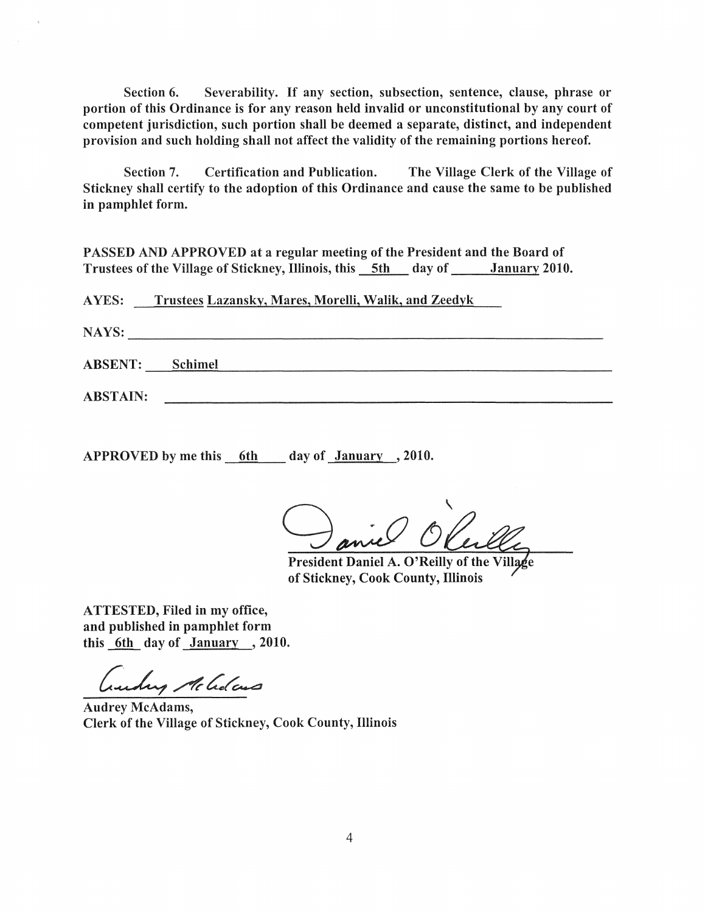**Section 6. Severability. If any section, subsection, sentence, clause, phrase or portion of this Ordinance is for any reason held invalid or unconstitutional by any court of competent jurisdiction, such portion shall be deemed a separate, distinct, and independent provision and such holding shall not affect the validity of the remaining portions hereof.**

**Section 7. Certification and Publication. The Village Clerk of the Village of Stickney shall certify to the adoption of this Ordinance and cause the same to be published in pamphlet form.**

**PASSED AND APPROVED at a regular meeting of the President and the Board of Trustees of the Village of Stickney, Illinois, this 5th day of January 2010.**

**AYES:** Trustees Lazansky, Mares, Morelli, Walik, and Zeedyk

**NAYS:** ____________________

**ABSENT:** Schimel

**ABSTAIN:** ____________________

**APPROVED by me this 6th day of January, 2010.**

Daniel O'Reilly

**President Daniel A. O'Reilly of the Village of Stickney, Cook County, Illinois**

**ATTESTED, Filed in my office, and published in pamphlet form this 6th day of January, 2010.**

Audrey McAdams

**Audrey McAdams,**
**Clerk of the Village of Stickney, Cook County, Illinois**